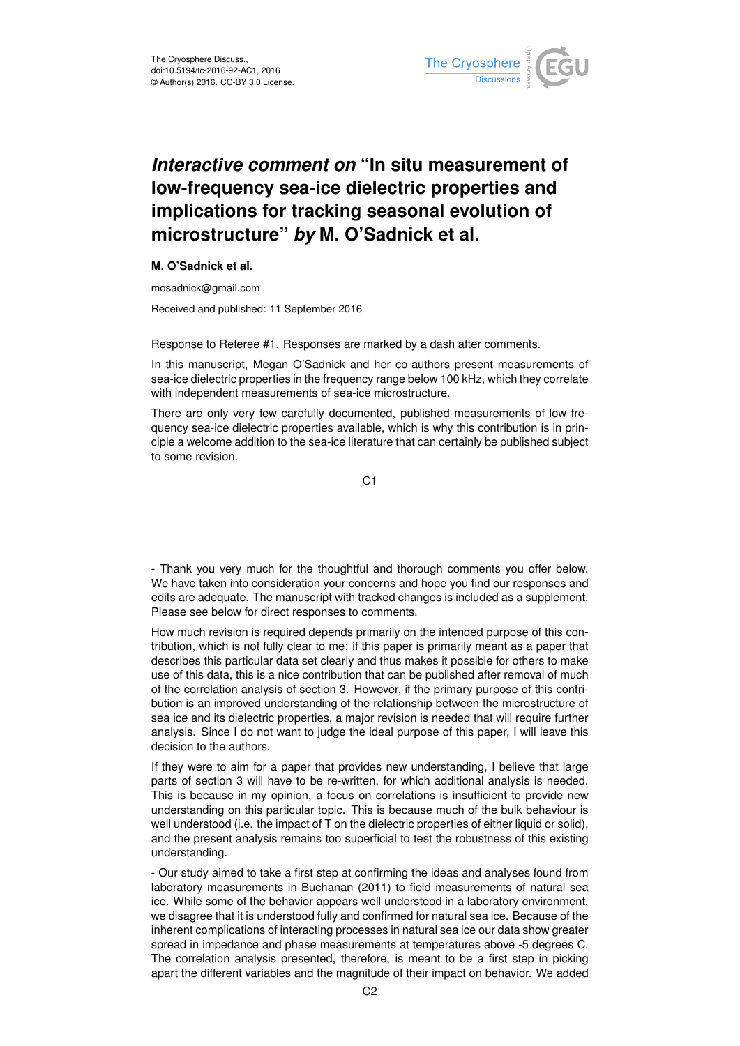The Cryosphere Discuss.,
doi:10.5194/tc-2016-92-AC1, 2016
© Author(s) 2016. CC-BY 3.0 License.

# *Interactive comment on* "In situ measurement of low-frequency sea-ice dielectric properties and implications for tracking seasonal evolution of microstructure" *by* M. O'Sadnick et al.

**M. O'Sadnick et al.**

mosadnick@gmail.com

Received and published: 11 September 2016

Response to Referee #1. Responses are marked by a dash after comments.

In this manuscript, Megan O'Sadnick and her co-authors present measurements of sea-ice dielectric properties in the frequency range below 100 kHz, which they correlate with independent measurements of sea-ice microstructure.

There are only very few carefully documented, published measurements of low frequency sea-ice dielectric properties available, which is why this contribution is in principle a welcome addition to the sea-ice literature that can certainly be published subject to some revision.

- Thank you very much for the thoughtful and thorough comments you offer below. We have taken into consideration your concerns and hope you find our responses and edits are adequate. The manuscript with tracked changes is included as a supplement. Please see below for direct responses to comments.

How much revision is required depends primarily on the intended purpose of this contribution, which is not fully clear to me: if this paper is primarily meant as a paper that describes this particular data set clearly and thus makes it possible for others to make use of this data, this is a nice contribution that can be published after removal of much of the correlation analysis of section 3. However, if the primary purpose of this contribution is an improved understanding of the relationship between the microstructure of sea ice and its dielectric properties, a major revision is needed that will require further analysis. Since I do not want to judge the ideal purpose of this paper, I will leave this decision to the authors.

If they were to aim for a paper that provides new understanding, I believe that large parts of section 3 will have to be re-written, for which additional analysis is needed. This is because in my opinion, a focus on correlations is insufficient to provide new understanding on this particular topic. This is because much of the bulk behaviour is well understood (i.e. the impact of T on the dielectric properties of either liquid or solid), and the present analysis remains too superficial to test the robustness of this existing understanding.

- Our study aimed to take a first step at confirming the ideas and analyses found from laboratory measurements in Buchanan (2011) to field measurements of natural sea ice. While some of the behavior appears well understood in a laboratory environment, we disagree that it is understood fully and confirmed for natural sea ice. Because of the inherent complications of interacting processes in natural sea ice our data show greater spread in impedance and phase measurements at temperatures above -5 degrees C. The correlation analysis presented, therefore, is meant to be a first step in picking apart the different variables and the magnitude of their impact on behavior. We added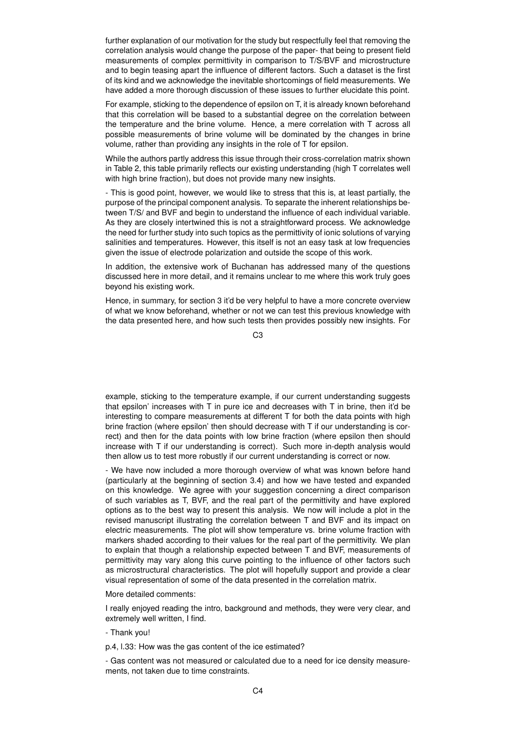further explanation of our motivation for the study but respectfully feel that removing the correlation analysis would change the purpose of the paper- that being to present field measurements of complex permittivity in comparison to T/S/BVF and microstructure and to begin teasing apart the influence of different factors. Such a dataset is the first of its kind and we acknowledge the inevitable shortcomings of field measurements. We have added a more thorough discussion of these issues to further elucidate this point.

For example, sticking to the dependence of epsilon on T, it is already known beforehand that this correlation will be based to a substantial degree on the correlation between the temperature and the brine volume. Hence, a mere correlation with T across all possible measurements of brine volume will be dominated by the changes in brine volume, rather than providing any insights in the role of T for epsilon.

While the authors partly address this issue through their cross-correlation matrix shown in Table 2, this table primarily reflects our existing understanding (high T correlates well with high brine fraction), but does not provide many new insights.

- This is good point, however, we would like to stress that this is, at least partially, the purpose of the principal component analysis. To separate the inherent relationships between T/S/ and BVF and begin to understand the influence of each individual variable. As they are closely intertwined this is not a straightforward process. We acknowledge the need for further study into such topics as the permittivity of ionic solutions of varying salinities and temperatures. However, this itself is not an easy task at low frequencies given the issue of electrode polarization and outside the scope of this work.

In addition, the extensive work of Buchanan has addressed many of the questions discussed here in more detail, and it remains unclear to me where this work truly goes beyond his existing work.

Hence, in summary, for section 3 it'd be very helpful to have a more concrete overview of what we know beforehand, whether or not we can test this previous knowledge with the data presented here, and how such tests then provides possibly new insights. For example, sticking to the temperature example, if our current understanding suggests that epsilon' increases with T in pure ice and decreases with T in brine, then it'd be interesting to compare measurements at different T for both the data points with high brine fraction (where epsilon' then should decrease with T if our understanding is correct) and then for the data points with low brine fraction (where epsilon then should increase with T if our understanding is correct). Such more in-depth analysis would then allow us to test more robustly if our current understanding is correct or now.

- We have now included a more thorough overview of what was known before hand (particularly at the beginning of section 3.4) and how we have tested and expanded on this knowledge. We agree with your suggestion concerning a direct comparison of such variables as T, BVF, and the real part of the permittivity and have explored options as to the best way to present this analysis. We now will include a plot in the revised manuscript illustrating the correlation between T and BVF and its impact on electric measurements. The plot will show temperature vs. brine volume fraction with markers shaded according to their values for the real part of the permittivity. We plan to explain that though a relationship expected between T and BVF, measurements of permittivity may vary along this curve pointing to the influence of other factors such as microstructural characteristics. The plot will hopefully support and provide a clear visual representation of some of the data presented in the correlation matrix.

More detailed comments:

I really enjoyed reading the intro, background and methods, they were very clear, and extremely well written, I find.

- Thank you!

p.4, l.33: How was the gas content of the ice estimated?

- Gas content was not measured or calculated due to a need for ice density measurements, not taken due to time constraints.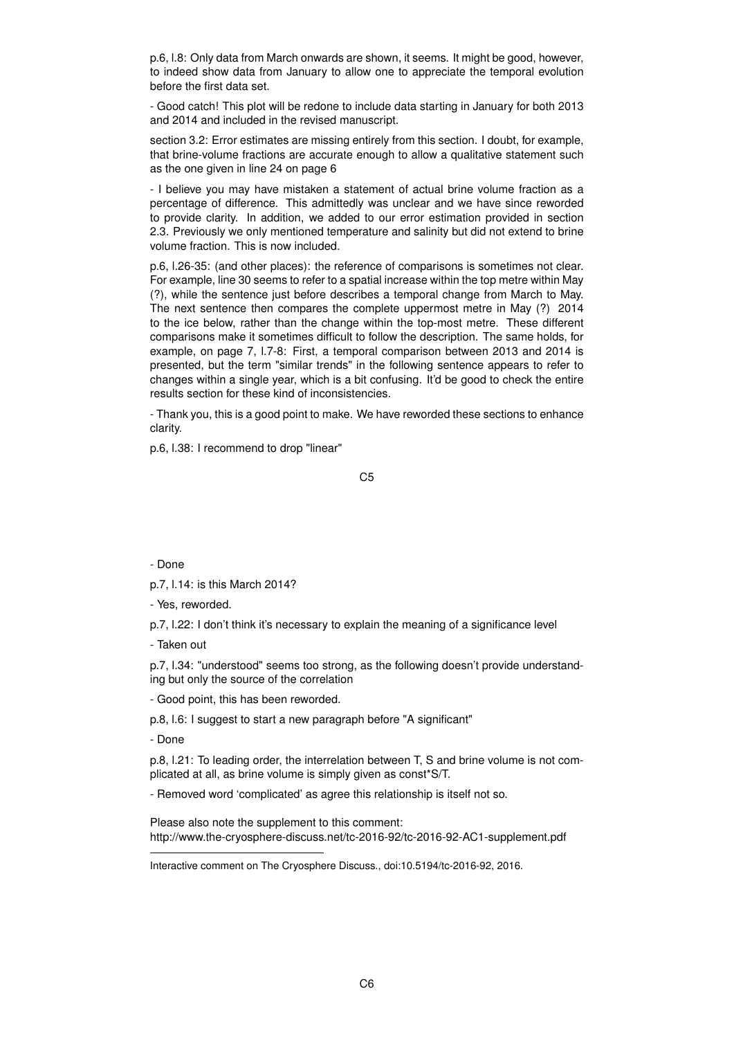p.6, l.8: Only data from March onwards are shown, it seems. It might be good, however, to indeed show data from January to allow one to appreciate the temporal evolution before the first data set.

- Good catch! This plot will be redone to include data starting in January for both 2013 and 2014 and included in the revised manuscript.

section 3.2: Error estimates are missing entirely from this section. I doubt, for example, that brine-volume fractions are accurate enough to allow a qualitative statement such as the one given in line 24 on page 6

- I believe you may have mistaken a statement of actual brine volume fraction as a percentage of difference. This admittedly was unclear and we have since reworded to provide clarity. In addition, we added to our error estimation provided in section 2.3. Previously we only mentioned temperature and salinity but did not extend to brine volume fraction. This is now included.

p.6, l.26-35: (and other places): the reference of comparisons is sometimes not clear. For example, line 30 seems to refer to a spatial increase within the top metre within May (?), while the sentence just before describes a temporal change from March to May. The next sentence then compares the complete uppermost metre in May (?) 2014 to the ice below, rather than the change within the top-most metre. These different comparisons make it sometimes difficult to follow the description. The same holds, for example, on page 7, l.7-8: First, a temporal comparison between 2013 and 2014 is presented, but the term "similar trends" in the following sentence appears to refer to changes within a single year, which is a bit confusing. It'd be good to check the entire results section for these kind of inconsistencies.

- Thank you, this is a good point to make. We have reworded these sections to enhance clarity.

p.6, l.38: I recommend to drop "linear"

- Done

p.7, l.14: is this March 2014?

- Yes, reworded.

p.7, l.22: I don't think it's necessary to explain the meaning of a significance level

- Taken out

p.7, l.34: "understood" seems too strong, as the following doesn't provide understanding but only the source of the correlation

- Good point, this has been reworded.

p.8, l.6: I suggest to start a new paragraph before "A significant"

- Done

p.8, l.21: To leading order, the interrelation between T, S and brine volume is not complicated at all, as brine volume is simply given as const*S/T.

- Removed word 'complicated' as agree this relationship is itself not so.

Please also note the supplement to this comment:
http://www.the-cryosphere-discuss.net/tc-2016-92/tc-2016-92-AC1-supplement.pdf

---

Interactive comment on The Cryosphere Discuss., doi:10.5194/tc-2016-92, 2016.